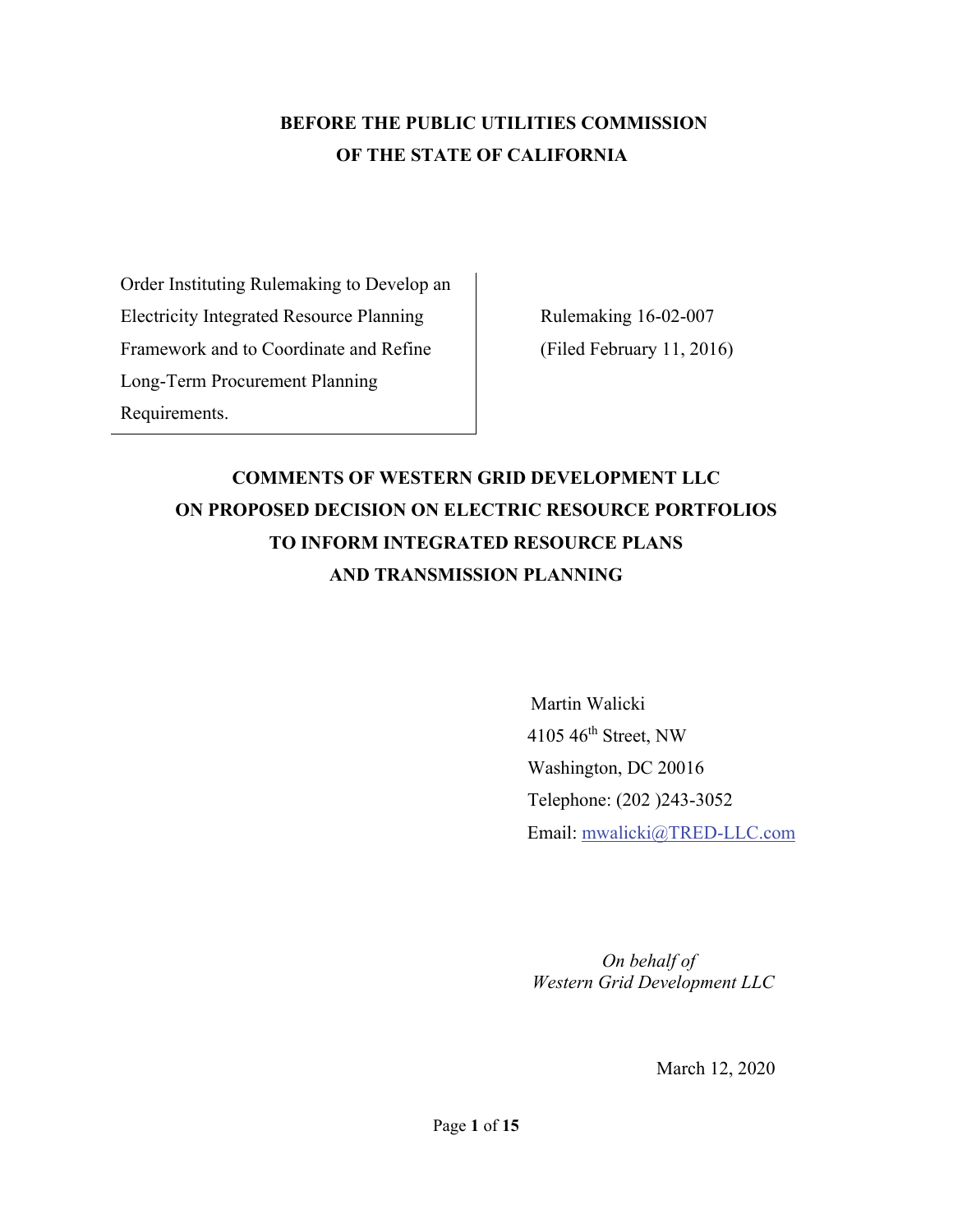**BEFORE THE PUBLIC UTILITIES COMMISSION**
**OF THE STATE OF CALIFORNIA**

| Order Instituting Rulemaking to Develop an Electricity Integrated Resource Planning Framework and to Coordinate and Refine Long-Term Procurement Planning Requirements. | Rulemaking 16-02-007 (Filed February 11, 2016) |
|---|---|

**COMMENTS OF WESTERN GRID DEVELOPMENT LLC**
**ON PROPOSED DECISION ON ELECTRIC RESOURCE PORTFOLIOS**
**TO INFORM INTEGRATED RESOURCE PLANS**
**AND TRANSMISSION PLANNING**

Martin Walicki
4105 46th Street, NW
Washington, DC 20016
Telephone: (202 )243-3052
Email: mwalicki@TRED-LLC.com

*On behalf of*
*Western Grid Development LLC*

March 12, 2020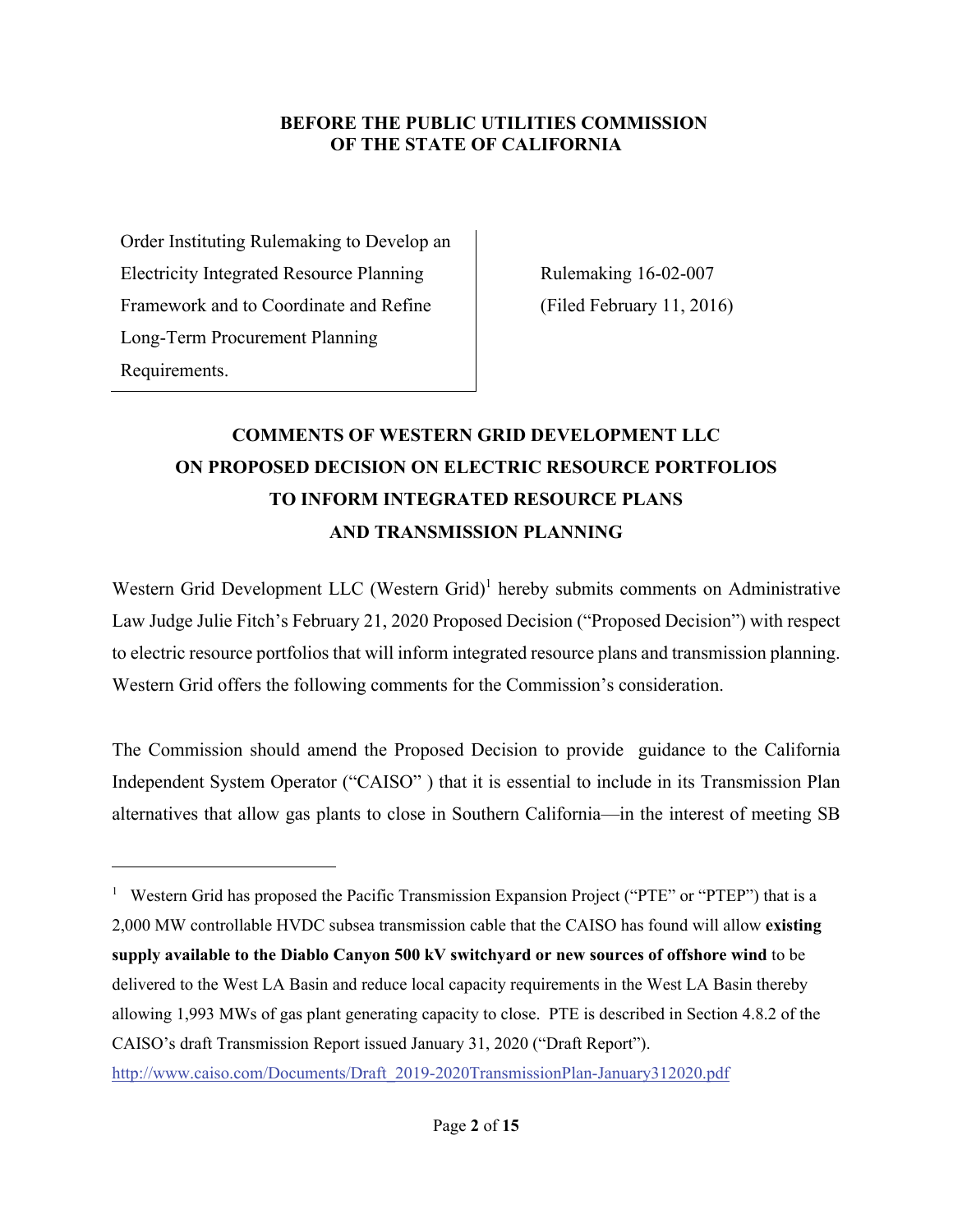**BEFORE THE PUBLIC UTILITIES COMMISSION OF THE STATE OF CALIFORNIA**

| Order Instituting Rulemaking to Develop an Electricity Integrated Resource Planning Framework and to Coordinate and Refine Long-Term Procurement Planning Requirements. | Rulemaking 16-02-007 (Filed February 11, 2016) |
|---|---|

**COMMENTS OF WESTERN GRID DEVELOPMENT LLC ON PROPOSED DECISION ON ELECTRIC RESOURCE PORTFOLIOS TO INFORM INTEGRATED RESOURCE PLANS AND TRANSMISSION PLANNING**

Western Grid Development LLC (Western Grid)[1] hereby submits comments on Administrative Law Judge Julie Fitch's February 21, 2020 Proposed Decision ("Proposed Decision") with respect to electric resource portfolios that will inform integrated resource plans and transmission planning. Western Grid offers the following comments for the Commission's consideration.

The Commission should amend the Proposed Decision to provide guidance to the California Independent System Operator ("CAISO" ) that it is essential to include in its Transmission Plan alternatives that allow gas plants to close in Southern California—in the interest of meeting SB

---

[1] Western Grid has proposed the Pacific Transmission Expansion Project ("PTE" or "PTEP") that is a 2,000 MW controllable HVDC subsea transmission cable that the CAISO has found will allow **existing supply available to the Diablo Canyon 500 kV switchyard or new sources of offshore wind** to be delivered to the West LA Basin and reduce local capacity requirements in the West LA Basin thereby allowing 1,993 MWs of gas plant generating capacity to close. PTE is described in Section 4.8.2 of the CAISO's draft Transmission Report issued January 31, 2020 ("Draft Report"). http://www.caiso.com/Documents/Draft_2019-2020TransmissionPlan-January312020.pdf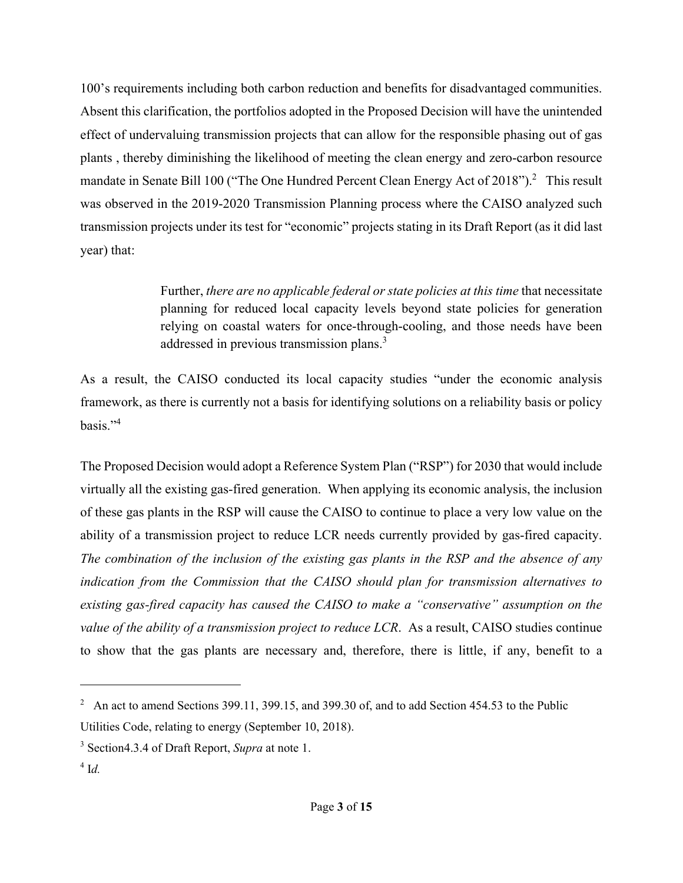100's requirements including both carbon reduction and benefits for disadvantaged communities. Absent this clarification, the portfolios adopted in the Proposed Decision will have the unintended effect of undervaluing transmission projects that can allow for the responsible phasing out of gas plants , thereby diminishing the likelihood of meeting the clean energy and zero-carbon resource mandate in Senate Bill 100 ("The One Hundred Percent Clean Energy Act of 2018").[2] This result was observed in the 2019-2020 Transmission Planning process where the CAISO analyzed such transmission projects under its test for "economic" projects stating in its Draft Report (as it did last year) that:

> Further, *there are no applicable federal or state policies at this time* that necessitate planning for reduced local capacity levels beyond state policies for generation relying on coastal waters for once-through-cooling, and those needs have been addressed in previous transmission plans.[3]

As a result, the CAISO conducted its local capacity studies "under the economic analysis framework, as there is currently not a basis for identifying solutions on a reliability basis or policy basis."[4]

The Proposed Decision would adopt a Reference System Plan ("RSP") for 2030 that would include virtually all the existing gas-fired generation. When applying its economic analysis, the inclusion of these gas plants in the RSP will cause the CAISO to continue to place a very low value on the ability of a transmission project to reduce LCR needs currently provided by gas-fired capacity. *The combination of the inclusion of the existing gas plants in the RSP and the absence of any indication from the Commission that the CAISO should plan for transmission alternatives to existing gas-fired capacity has caused the CAISO to make a "conservative" assumption on the value of the ability of a transmission project to reduce LCR*. As a result, CAISO studies continue to show that the gas plants are necessary and, therefore, there is little, if any, benefit to a

---

[2] An act to amend Sections 399.11, 399.15, and 399.30 of, and to add Section 454.53 to the Public Utilities Code, relating to energy (September 10, 2018).

[3] Section4.3.4 of Draft Report, *Supra* at note 1.

[4] I*d.*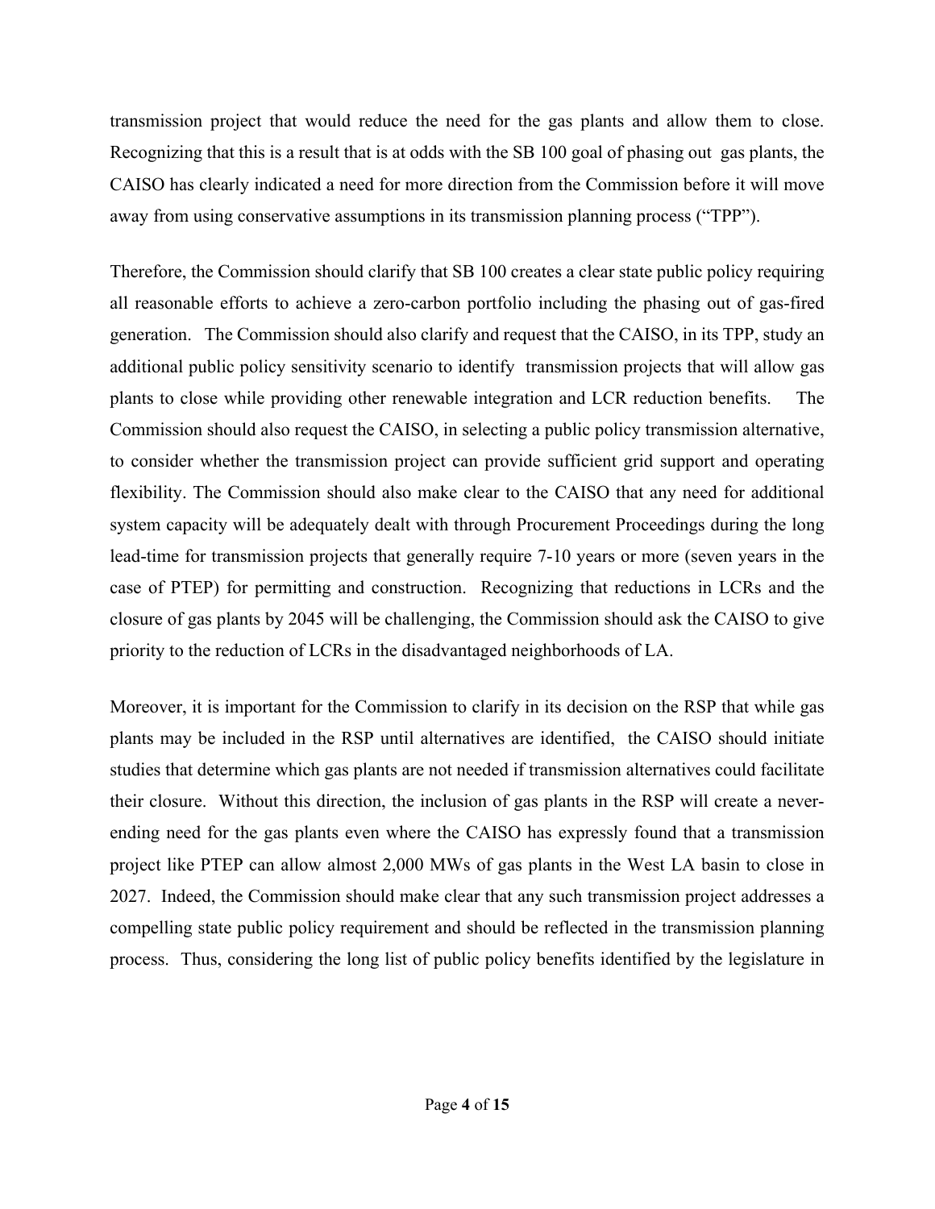transmission project that would reduce the need for the gas plants and allow them to close. Recognizing that this is a result that is at odds with the SB 100 goal of phasing out gas plants, the CAISO has clearly indicated a need for more direction from the Commission before it will move away from using conservative assumptions in its transmission planning process ("TPP").

Therefore, the Commission should clarify that SB 100 creates a clear state public policy requiring all reasonable efforts to achieve a zero-carbon portfolio including the phasing out of gas-fired generation. The Commission should also clarify and request that the CAISO, in its TPP, study an additional public policy sensitivity scenario to identify transmission projects that will allow gas plants to close while providing other renewable integration and LCR reduction benefits. The Commission should also request the CAISO, in selecting a public policy transmission alternative, to consider whether the transmission project can provide sufficient grid support and operating flexibility. The Commission should also make clear to the CAISO that any need for additional system capacity will be adequately dealt with through Procurement Proceedings during the long lead-time for transmission projects that generally require 7-10 years or more (seven years in the case of PTEP) for permitting and construction. Recognizing that reductions in LCRs and the closure of gas plants by 2045 will be challenging, the Commission should ask the CAISO to give priority to the reduction of LCRs in the disadvantaged neighborhoods of LA.

Moreover, it is important for the Commission to clarify in its decision on the RSP that while gas plants may be included in the RSP until alternatives are identified, the CAISO should initiate studies that determine which gas plants are not needed if transmission alternatives could facilitate their closure. Without this direction, the inclusion of gas plants in the RSP will create a never-ending need for the gas plants even where the CAISO has expressly found that a transmission project like PTEP can allow almost 2,000 MWs of gas plants in the West LA basin to close in 2027. Indeed, the Commission should make clear that any such transmission project addresses a compelling state public policy requirement and should be reflected in the transmission planning process. Thus, considering the long list of public policy benefits identified by the legislature in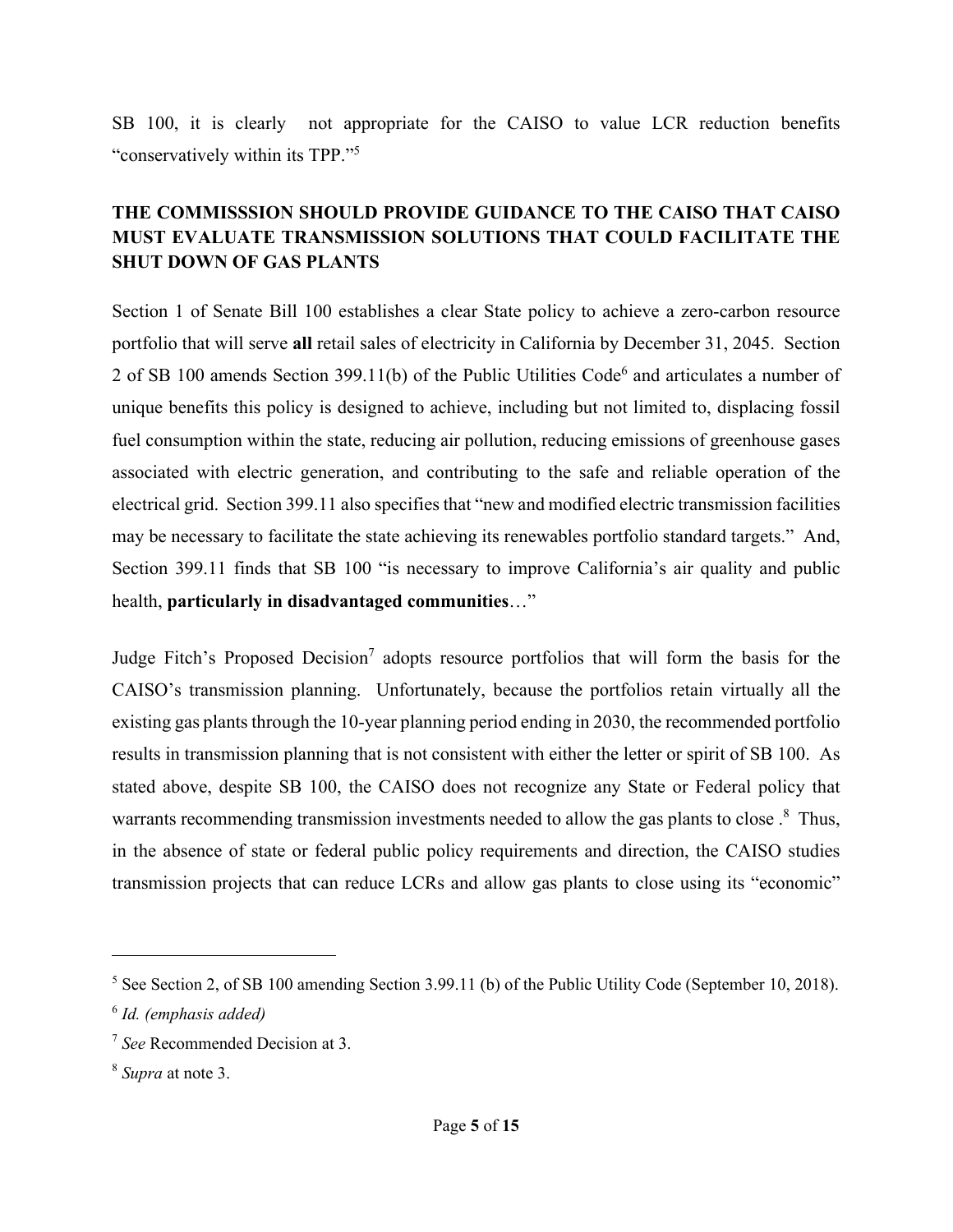SB 100, it is clearly not appropriate for the CAISO to value LCR reduction benefits "conservatively within its TPP."[5]

**THE COMMISSSION SHOULD PROVIDE GUIDANCE TO THE CAISO THAT CAISO MUST EVALUATE TRANSMISSION SOLUTIONS THAT COULD FACILITATE THE SHUT DOWN OF GAS PLANTS**

Section 1 of Senate Bill 100 establishes a clear State policy to achieve a zero-carbon resource portfolio that will serve **all** retail sales of electricity in California by December 31, 2045. Section 2 of SB 100 amends Section 399.11(b) of the Public Utilities Code[6] and articulates a number of unique benefits this policy is designed to achieve, including but not limited to, displacing fossil fuel consumption within the state, reducing air pollution, reducing emissions of greenhouse gases associated with electric generation, and contributing to the safe and reliable operation of the electrical grid. Section 399.11 also specifies that "new and modified electric transmission facilities may be necessary to facilitate the state achieving its renewables portfolio standard targets." And, Section 399.11 finds that SB 100 "is necessary to improve California's air quality and public health, **particularly in disadvantaged communities**…"

Judge Fitch's Proposed Decision[7] adopts resource portfolios that will form the basis for the CAISO's transmission planning. Unfortunately, because the portfolios retain virtually all the existing gas plants through the 10-year planning period ending in 2030, the recommended portfolio results in transmission planning that is not consistent with either the letter or spirit of SB 100. As stated above, despite SB 100, the CAISO does not recognize any State or Federal policy that warrants recommending transmission investments needed to allow the gas plants to close .[8] Thus, in the absence of state or federal public policy requirements and direction, the CAISO studies transmission projects that can reduce LCRs and allow gas plants to close using its "economic"

---

[5] See Section 2, of SB 100 amending Section 3.99.11 (b) of the Public Utility Code (September 10, 2018).

[6] *Id. (emphasis added)*

[7] *See* Recommended Decision at 3.

[8] *Supra* at note 3.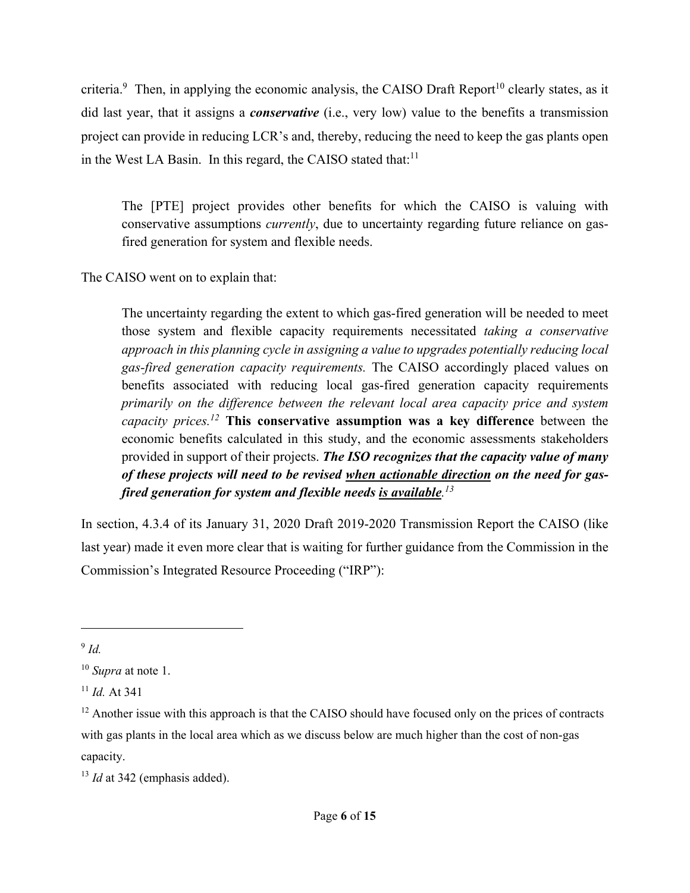criteria.[9] Then, in applying the economic analysis, the CAISO Draft Report[10] clearly states, as it did last year, that it assigns a ***conservative*** (i.e., very low) value to the benefits a transmission project can provide in reducing LCR's and, thereby, reducing the need to keep the gas plants open in the West LA Basin. In this regard, the CAISO stated that:[11]

> The [PTE] project provides other benefits for which the CAISO is valuing with conservative assumptions *currently*, due to uncertainty regarding future reliance on gas-fired generation for system and flexible needs.

The CAISO went on to explain that:

> The uncertainty regarding the extent to which gas-fired generation will be needed to meet those system and flexible capacity requirements necessitated *taking a conservative approach in this planning cycle in assigning a value to upgrades potentially reducing local gas-fired generation capacity requirements.* The CAISO accordingly placed values on benefits associated with reducing local gas-fired generation capacity requirements *primarily on the difference between the relevant local area capacity price and system capacity prices.*[12] **This conservative assumption was a key difference** between the economic benefits calculated in this study, and the economic assessments stakeholders provided in support of their projects. ***The ISO recognizes that the capacity value of many of these projects will need to be revised <u>when actionable direction</u> on the need for gas-fired generation for system and flexible needs <u>is available</u>.***[13]

In section, 4.3.4 of its January 31, 2020 Draft 2019-2020 Transmission Report the CAISO (like last year) made it even more clear that is waiting for further guidance from the Commission in the Commission's Integrated Resource Proceeding ("IRP"):

---

[9] *Id.*

[10] *Supra* at note 1.

[11] *Id.* At 341

[12] Another issue with this approach is that the CAISO should have focused only on the prices of contracts with gas plants in the local area which as we discuss below are much higher than the cost of non-gas capacity.

[13] *Id* at 342 (emphasis added).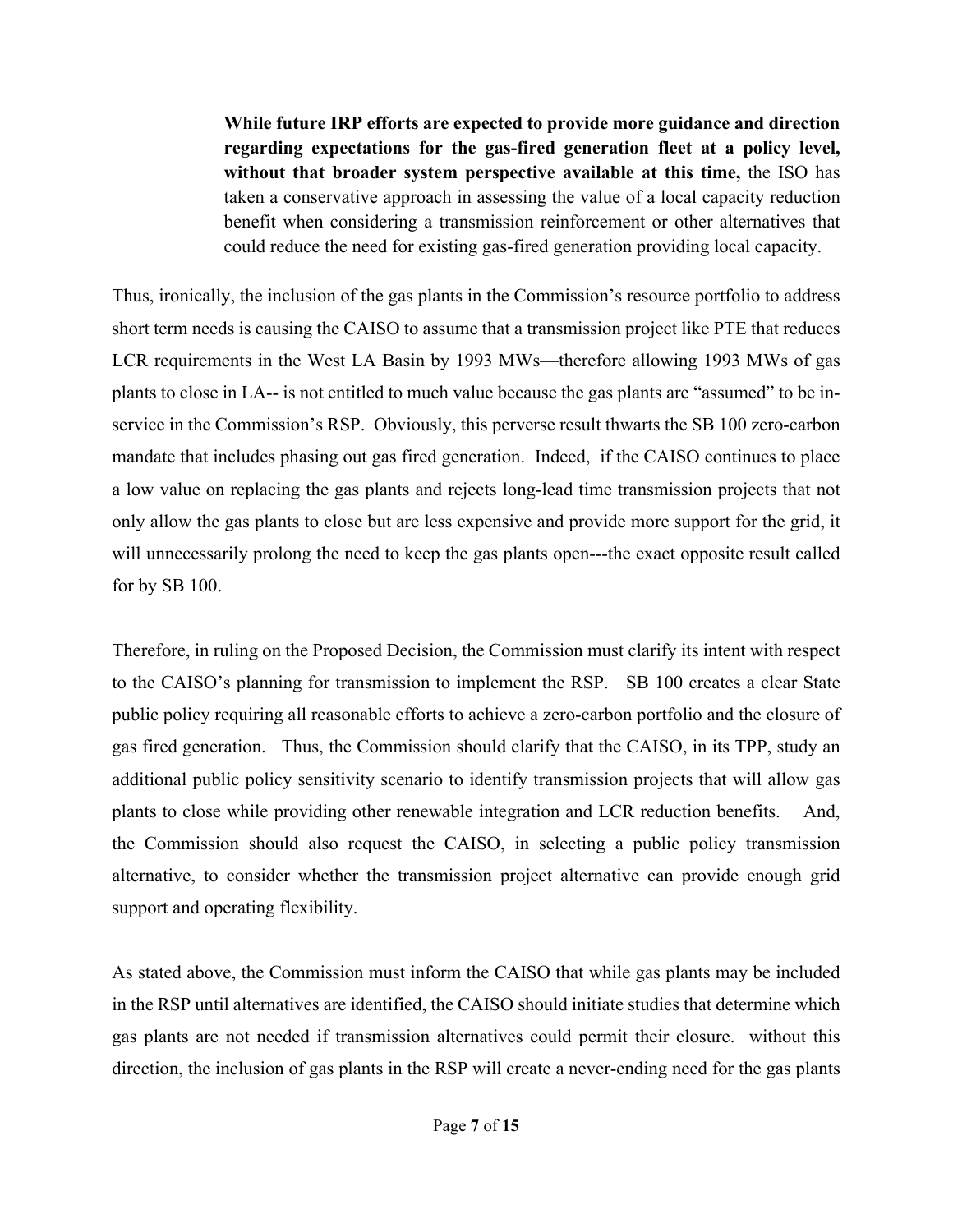> **While future IRP efforts are expected to provide more guidance and direction regarding expectations for the gas-fired generation fleet at a policy level, without that broader system perspective available at this time,** the ISO has taken a conservative approach in assessing the value of a local capacity reduction benefit when considering a transmission reinforcement or other alternatives that could reduce the need for existing gas-fired generation providing local capacity.

Thus, ironically, the inclusion of the gas plants in the Commission's resource portfolio to address short term needs is causing the CAISO to assume that a transmission project like PTE that reduces LCR requirements in the West LA Basin by 1993 MWs—therefore allowing 1993 MWs of gas plants to close in LA-- is not entitled to much value because the gas plants are "assumed" to be in-service in the Commission's RSP. Obviously, this perverse result thwarts the SB 100 zero-carbon mandate that includes phasing out gas fired generation. Indeed, if the CAISO continues to place a low value on replacing the gas plants and rejects long-lead time transmission projects that not only allow the gas plants to close but are less expensive and provide more support for the grid, it will unnecessarily prolong the need to keep the gas plants open---the exact opposite result called for by SB 100.

Therefore, in ruling on the Proposed Decision, the Commission must clarify its intent with respect to the CAISO's planning for transmission to implement the RSP. SB 100 creates a clear State public policy requiring all reasonable efforts to achieve a zero-carbon portfolio and the closure of gas fired generation. Thus, the Commission should clarify that the CAISO, in its TPP, study an additional public policy sensitivity scenario to identify transmission projects that will allow gas plants to close while providing other renewable integration and LCR reduction benefits. And, the Commission should also request the CAISO, in selecting a public policy transmission alternative, to consider whether the transmission project alternative can provide enough grid support and operating flexibility.

As stated above, the Commission must inform the CAISO that while gas plants may be included in the RSP until alternatives are identified, the CAISO should initiate studies that determine which gas plants are not needed if transmission alternatives could permit their closure. without this direction, the inclusion of gas plants in the RSP will create a never-ending need for the gas plants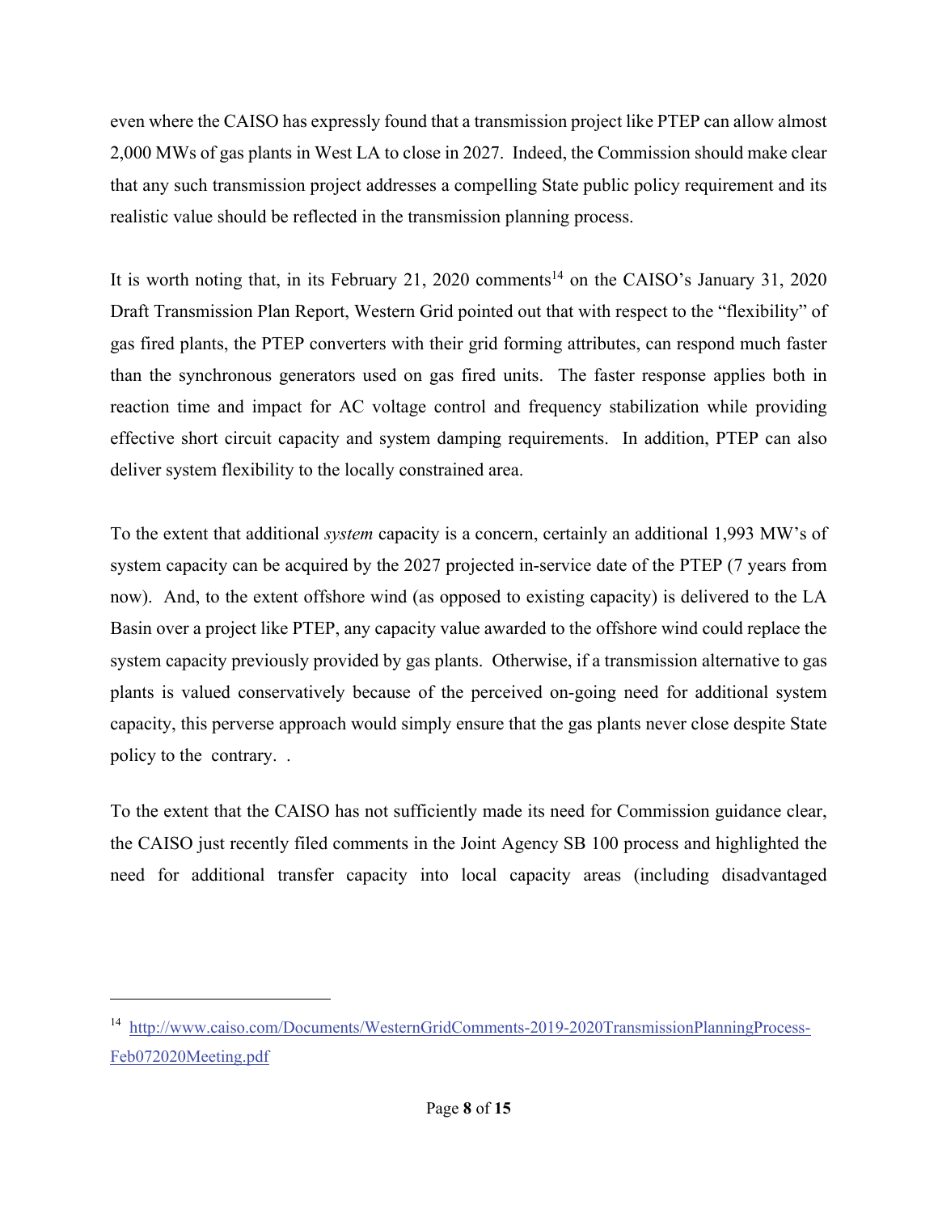even where the CAISO has expressly found that a transmission project like PTEP can allow almost 2,000 MWs of gas plants in West LA to close in 2027. Indeed, the Commission should make clear that any such transmission project addresses a compelling State public policy requirement and its realistic value should be reflected in the transmission planning process.

It is worth noting that, in its February 21, 2020 comments[14] on the CAISO's January 31, 2020 Draft Transmission Plan Report, Western Grid pointed out that with respect to the "flexibility" of gas fired plants, the PTEP converters with their grid forming attributes, can respond much faster than the synchronous generators used on gas fired units. The faster response applies both in reaction time and impact for AC voltage control and frequency stabilization while providing effective short circuit capacity and system damping requirements. In addition, PTEP can also deliver system flexibility to the locally constrained area.

To the extent that additional *system* capacity is a concern, certainly an additional 1,993 MW's of system capacity can be acquired by the 2027 projected in-service date of the PTEP (7 years from now). And, to the extent offshore wind (as opposed to existing capacity) is delivered to the LA Basin over a project like PTEP, any capacity value awarded to the offshore wind could replace the system capacity previously provided by gas plants. Otherwise, if a transmission alternative to gas plants is valued conservatively because of the perceived on-going need for additional system capacity, this perverse approach would simply ensure that the gas plants never close despite State policy to the contrary. .

To the extent that the CAISO has not sufficiently made its need for Commission guidance clear, the CAISO just recently filed comments in the Joint Agency SB 100 process and highlighted the need for additional transfer capacity into local capacity areas (including disadvantaged

---

[14] http://www.caiso.com/Documents/WesternGridComments-2019-2020TransmissionPlanningProcess-Feb072020Meeting.pdf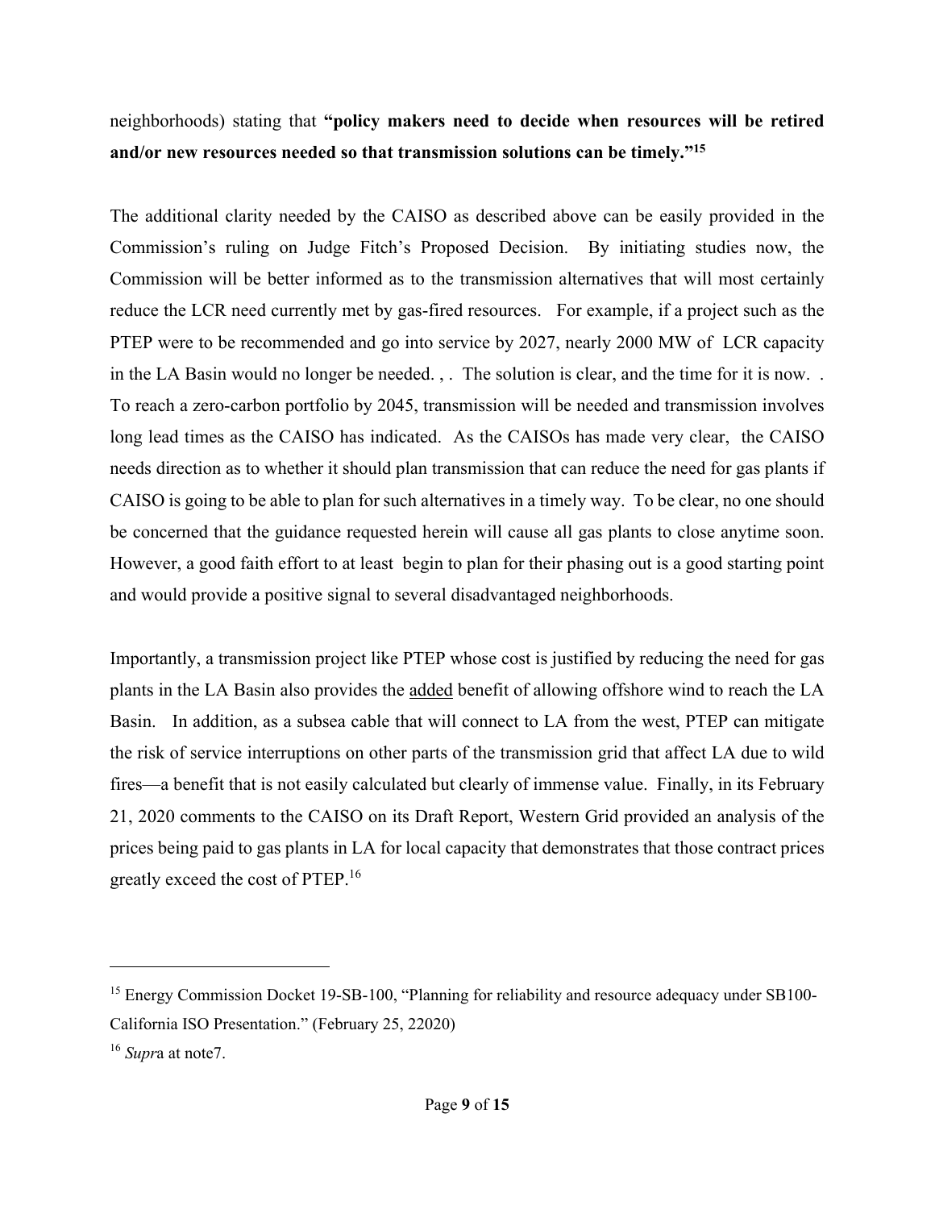neighborhoods) stating that **"policy makers need to decide when resources will be retired and/or new resources needed so that transmission solutions can be timely."**[15]

The additional clarity needed by the CAISO as described above can be easily provided in the Commission's ruling on Judge Fitch's Proposed Decision. By initiating studies now, the Commission will be better informed as to the transmission alternatives that will most certainly reduce the LCR need currently met by gas-fired resources. For example, if a project such as the PTEP were to be recommended and go into service by 2027, nearly 2000 MW of LCR capacity in the LA Basin would no longer be needed. , . The solution is clear, and the time for it is now. . To reach a zero-carbon portfolio by 2045, transmission will be needed and transmission involves long lead times as the CAISO has indicated. As the CAISOs has made very clear, the CAISO needs direction as to whether it should plan transmission that can reduce the need for gas plants if CAISO is going to be able to plan for such alternatives in a timely way. To be clear, no one should be concerned that the guidance requested herein will cause all gas plants to close anytime soon. However, a good faith effort to at least begin to plan for their phasing out is a good starting point and would provide a positive signal to several disadvantaged neighborhoods.

Importantly, a transmission project like PTEP whose cost is justified by reducing the need for gas plants in the LA Basin also provides the <u>added</u> benefit of allowing offshore wind to reach the LA Basin. In addition, as a subsea cable that will connect to LA from the west, PTEP can mitigate the risk of service interruptions on other parts of the transmission grid that affect LA due to wild fires—a benefit that is not easily calculated but clearly of immense value. Finally, in its February 21, 2020 comments to the CAISO on its Draft Report, Western Grid provided an analysis of the prices being paid to gas plants in LA for local capacity that demonstrates that those contract prices greatly exceed the cost of PTEP.[16]

---

[15] Energy Commission Docket 19-SB-100, "Planning for reliability and resource adequacy under SB100- California ISO Presentation." (February 25, 22020)

[16] *Supr*a at note7.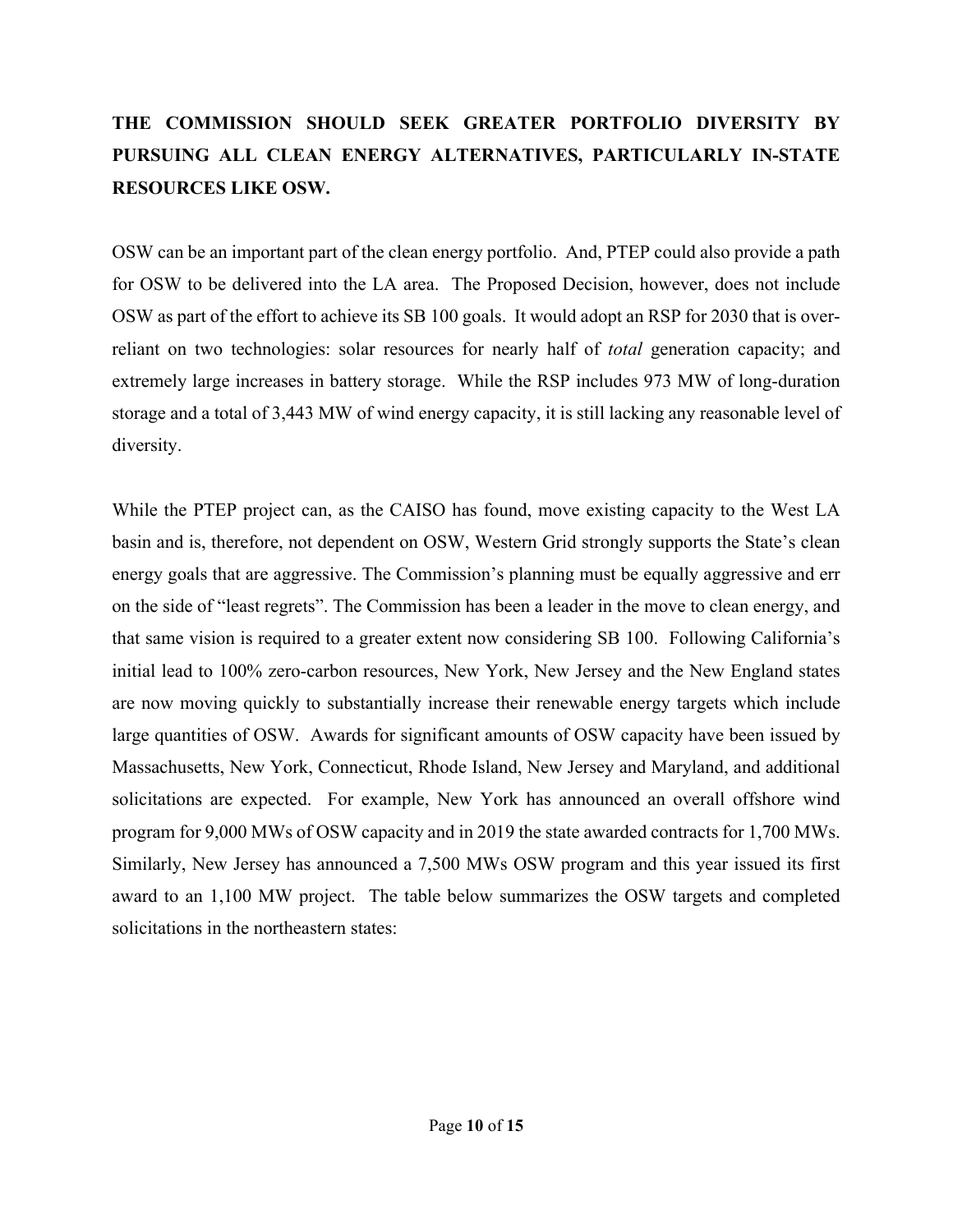**THE COMMISSION SHOULD SEEK GREATER PORTFOLIO DIVERSITY BY PURSUING ALL CLEAN ENERGY ALTERNATIVES, PARTICULARLY IN-STATE RESOURCES LIKE OSW.**

OSW can be an important part of the clean energy portfolio. And, PTEP could also provide a path for OSW to be delivered into the LA area. The Proposed Decision, however, does not include OSW as part of the effort to achieve its SB 100 goals. It would adopt an RSP for 2030 that is over-reliant on two technologies: solar resources for nearly half of *total* generation capacity; and extremely large increases in battery storage. While the RSP includes 973 MW of long-duration storage and a total of 3,443 MW of wind energy capacity, it is still lacking any reasonable level of diversity.

While the PTEP project can, as the CAISO has found, move existing capacity to the West LA basin and is, therefore, not dependent on OSW, Western Grid strongly supports the State's clean energy goals that are aggressive. The Commission's planning must be equally aggressive and err on the side of "least regrets". The Commission has been a leader in the move to clean energy, and that same vision is required to a greater extent now considering SB 100. Following California's initial lead to 100% zero-carbon resources, New York, New Jersey and the New England states are now moving quickly to substantially increase their renewable energy targets which include large quantities of OSW. Awards for significant amounts of OSW capacity have been issued by Massachusetts, New York, Connecticut, Rhode Island, New Jersey and Maryland, and additional solicitations are expected. For example, New York has announced an overall offshore wind program for 9,000 MWs of OSW capacity and in 2019 the state awarded contracts for 1,700 MWs. Similarly, New Jersey has announced a 7,500 MWs OSW program and this year issued its first award to an 1,100 MW project. The table below summarizes the OSW targets and completed solicitations in the northeastern states: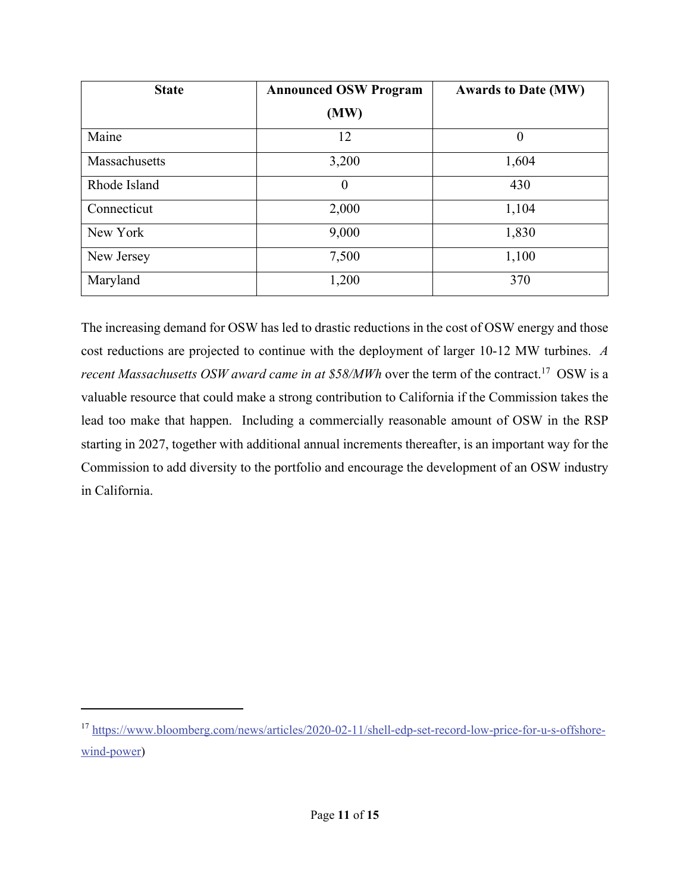| State | Announced OSW Program (MW) | Awards to Date (MW) |
|---|---|---|
| Maine | 12 | 0 |
| Massachusetts | 3,200 | 1,604 |
| Rhode Island | 0 | 430 |
| Connecticut | 2,000 | 1,104 |
| New York | 9,000 | 1,830 |
| New Jersey | 7,500 | 1,100 |
| Maryland | 1,200 | 370 |

The increasing demand for OSW has led to drastic reductions in the cost of OSW energy and those cost reductions are projected to continue with the deployment of larger 10-12 MW turbines. *A recent Massachusetts OSW award came in at $58/MWh* over the term of the contract.[17] OSW is a valuable resource that could make a strong contribution to California if the Commission takes the lead too make that happen. Including a commercially reasonable amount of OSW in the RSP starting in 2027, together with additional annual increments thereafter, is an important way for the Commission to add diversity to the portfolio and encourage the development of an OSW industry in California.

---

[17] https://www.bloomberg.com/news/articles/2020-02-11/shell-edp-set-record-low-price-for-u-s-offshore-wind-power)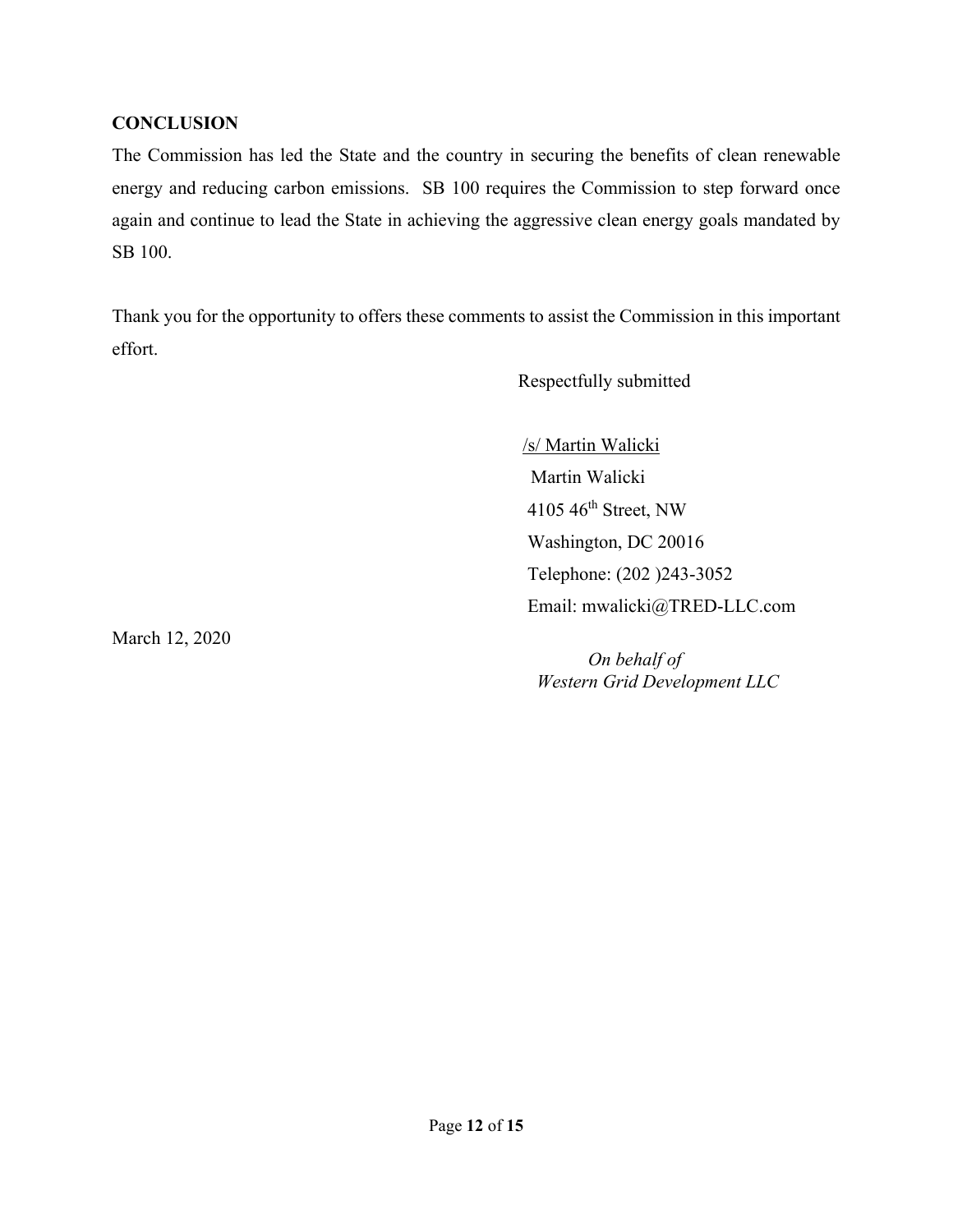**CONCLUSION**

The Commission has led the State and the country in securing the benefits of clean renewable energy and reducing carbon emissions. SB 100 requires the Commission to step forward once again and continue to lead the State in achieving the aggressive clean energy goals mandated by SB 100.

Thank you for the opportunity to offers these comments to assist the Commission in this important effort.

Respectfully submitted

/s/ Martin Walicki
Martin Walicki
4105 46th Street, NW
Washington, DC 20016
Telephone: (202 )243-3052
Email: mwalicki@TRED-LLC.com

March 12, 2020

*On behalf of*
*Western Grid Development LLC*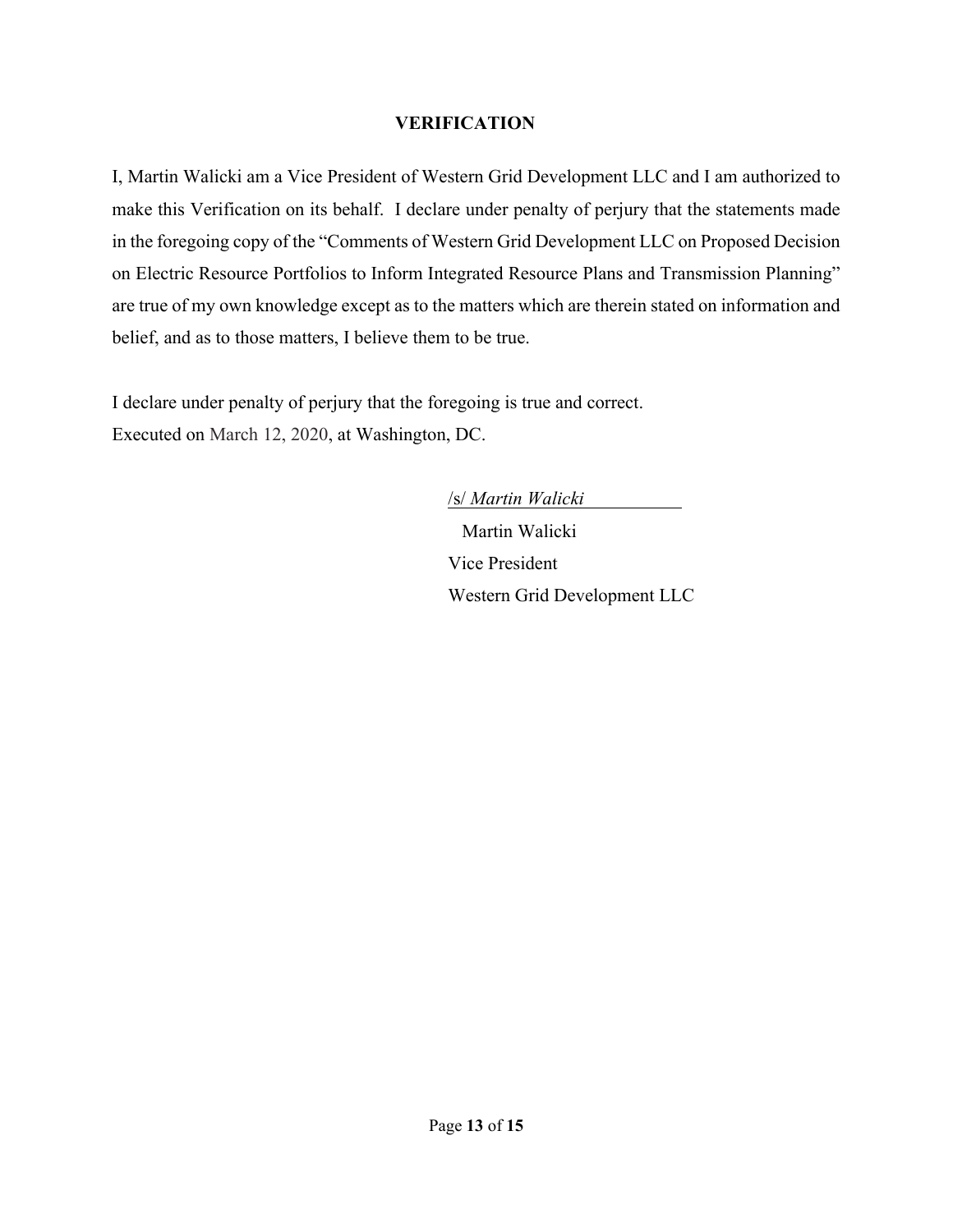## VERIFICATION

I, Martin Walicki am a Vice President of Western Grid Development LLC and I am authorized to make this Verification on its behalf. I declare under penalty of perjury that the statements made in the foregoing copy of the "Comments of Western Grid Development LLC on Proposed Decision on Electric Resource Portfolios to Inform Integrated Resource Plans and Transmission Planning" are true of my own knowledge except as to the matters which are therein stated on information and belief, and as to those matters, I believe them to be true.

I declare under penalty of perjury that the foregoing is true and correct.
Executed on March 12, 2020, at Washington, DC.

/s/ *Martin Walicki*
Martin Walicki
Vice President
Western Grid Development LLC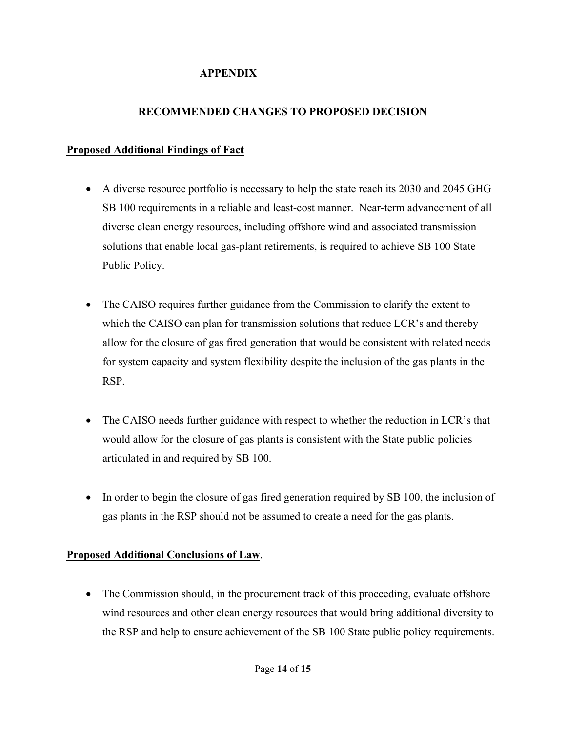# APPENDIX

## RECOMMENDED CHANGES TO PROPOSED DECISION

**<u>Proposed Additional Findings of Fact</u>**

- A diverse resource portfolio is necessary to help the state reach its 2030 and 2045 GHG SB 100 requirements in a reliable and least-cost manner. Near-term advancement of all diverse clean energy resources, including offshore wind and associated transmission solutions that enable local gas-plant retirements, is required to achieve SB 100 State Public Policy.

- The CAISO requires further guidance from the Commission to clarify the extent to which the CAISO can plan for transmission solutions that reduce LCR's and thereby allow for the closure of gas fired generation that would be consistent with related needs for system capacity and system flexibility despite the inclusion of the gas plants in the RSP.

- The CAISO needs further guidance with respect to whether the reduction in LCR's that would allow for the closure of gas plants is consistent with the State public policies articulated in and required by SB 100.

- In order to begin the closure of gas fired generation required by SB 100, the inclusion of gas plants in the RSP should not be assumed to create a need for the gas plants.

**<u>Proposed Additional Conclusions of Law</u>.**

- The Commission should, in the procurement track of this proceeding, evaluate offshore wind resources and other clean energy resources that would bring additional diversity to the RSP and help to ensure achievement of the SB 100 State public policy requirements.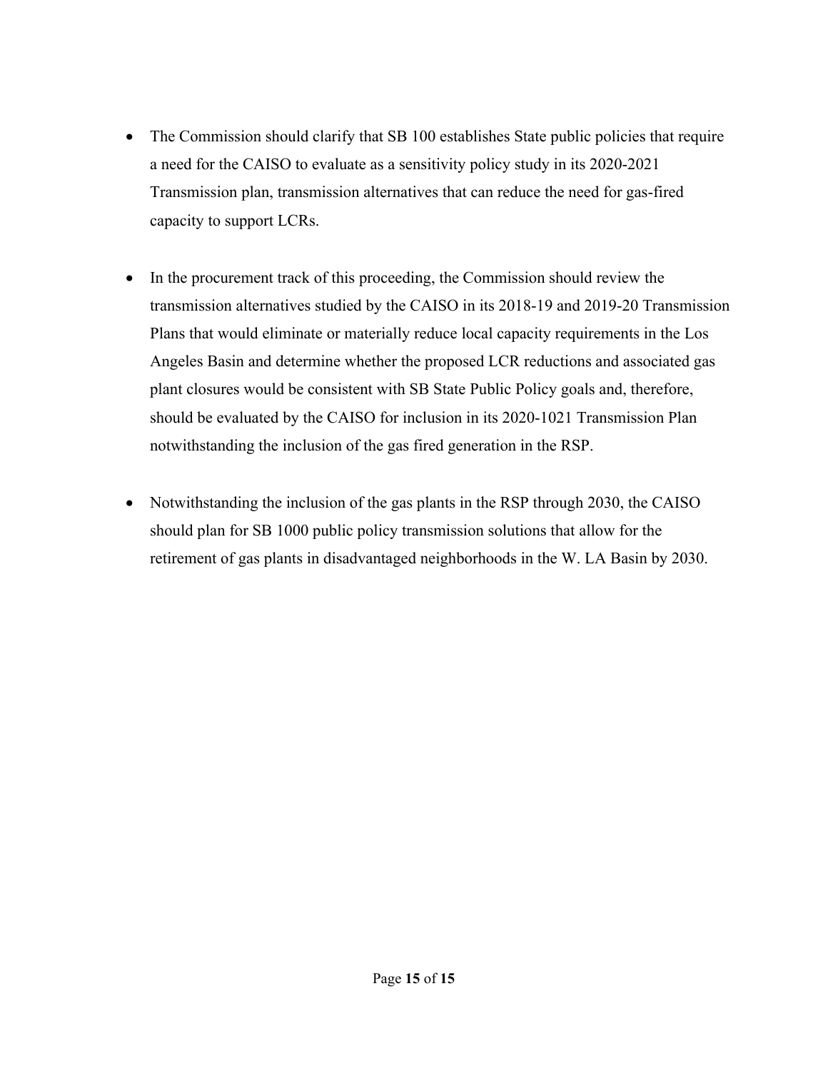- The Commission should clarify that SB 100 establishes State public policies that require a need for the CAISO to evaluate as a sensitivity policy study in its 2020-2021 Transmission plan, transmission alternatives that can reduce the need for gas-fired capacity to support LCRs.

- In the procurement track of this proceeding, the Commission should review the transmission alternatives studied by the CAISO in its 2018-19 and 2019-20 Transmission Plans that would eliminate or materially reduce local capacity requirements in the Los Angeles Basin and determine whether the proposed LCR reductions and associated gas plant closures would be consistent with SB State Public Policy goals and, therefore, should be evaluated by the CAISO for inclusion in its 2020-1021 Transmission Plan notwithstanding the inclusion of the gas fired generation in the RSP.

- Notwithstanding the inclusion of the gas plants in the RSP through 2030, the CAISO should plan for SB 1000 public policy transmission solutions that allow for the retirement of gas plants in disadvantaged neighborhoods in the W. LA Basin by 2030.